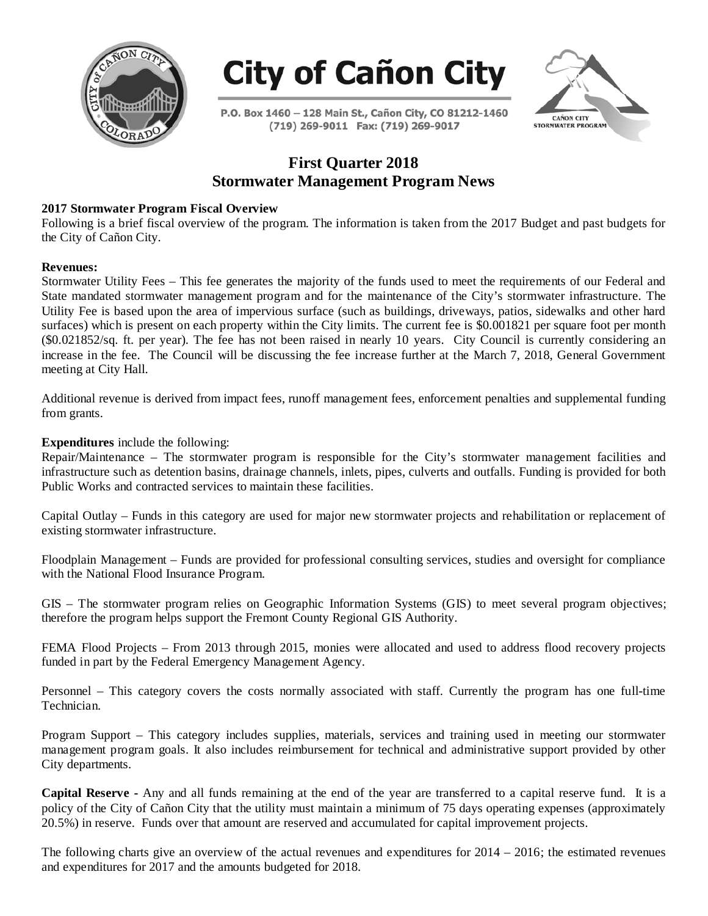# City of Cañon City

P.O. Box 1460 – 128 Main St., Cañon City, CO 81212-1460
(719) 269-9011 Fax: (719) 269-9017

## First Quarter 2018
## Stormwater Management Program News

**2017 Stormwater Program Fiscal Overview**
Following is a brief fiscal overview of the program. The information is taken from the 2017 Budget and past budgets for the City of Cañon City.

**Revenues:**
Stormwater Utility Fees – This fee generates the majority of the funds used to meet the requirements of our Federal and State mandated stormwater management program and for the maintenance of the City's stormwater infrastructure. The Utility Fee is based upon the area of impervious surface (such as buildings, driveways, patios, sidewalks and other hard surfaces) which is present on each property within the City limits. The current fee is $0.001821 per square foot per month ($0.021852/sq. ft. per year). The fee has not been raised in nearly 10 years. City Council is currently considering an increase in the fee. The Council will be discussing the fee increase further at the March 7, 2018, General Government meeting at City Hall.

Additional revenue is derived from impact fees, runoff management fees, enforcement penalties and supplemental funding from grants.

**Expenditures** include the following:
Repair/Maintenance – The stormwater program is responsible for the City's stormwater management facilities and infrastructure such as detention basins, drainage channels, inlets, pipes, culverts and outfalls. Funding is provided for both Public Works and contracted services to maintain these facilities.

Capital Outlay – Funds in this category are used for major new stormwater projects and rehabilitation or replacement of existing stormwater infrastructure.

Floodplain Management – Funds are provided for professional consulting services, studies and oversight for compliance with the National Flood Insurance Program.

GIS – The stormwater program relies on Geographic Information Systems (GIS) to meet several program objectives; therefore the program helps support the Fremont County Regional GIS Authority.

FEMA Flood Projects – From 2013 through 2015, monies were allocated and used to address flood recovery projects funded in part by the Federal Emergency Management Agency.

Personnel – This category covers the costs normally associated with staff. Currently the program has one full-time Technician.

Program Support – This category includes supplies, materials, services and training used in meeting our stormwater management program goals. It also includes reimbursement for technical and administrative support provided by other City departments.

**Capital Reserve -** Any and all funds remaining at the end of the year are transferred to a capital reserve fund. It is a policy of the City of Cañon City that the utility must maintain a minimum of 75 days operating expenses (approximately 20.5%) in reserve. Funds over that amount are reserved and accumulated for capital improvement projects.

The following charts give an overview of the actual revenues and expenditures for 2014 – 2016; the estimated revenues and expenditures for 2017 and the amounts budgeted for 2018.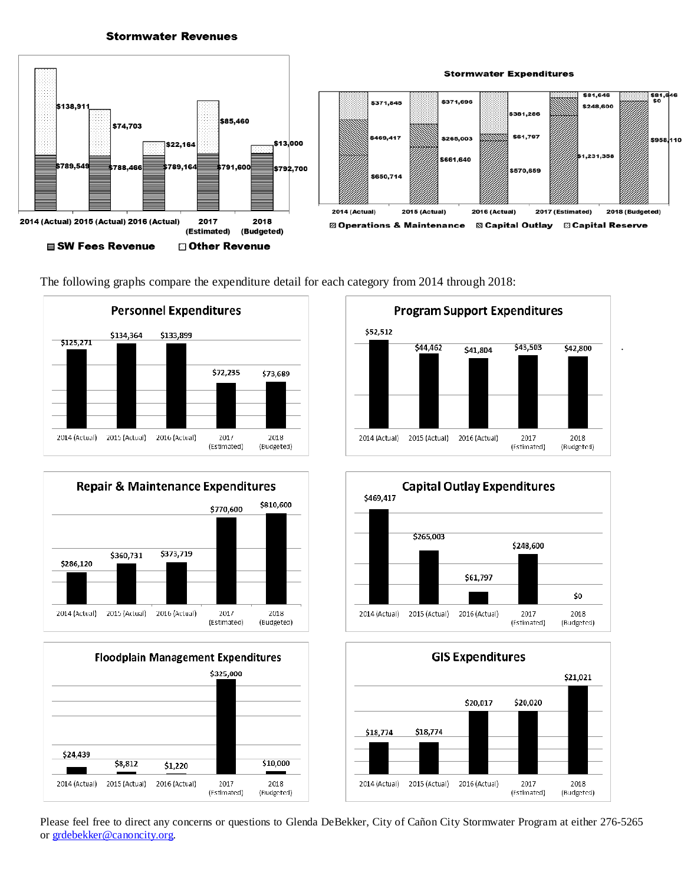**Stormwater Revenues**

$138,911
$74,703
$22,164
$85,460
$13,000
$789,549
$788,466
$789,164
$791,600
$792,700

2014 (Actual) 2015 (Actual) 2016 (Actual) 2017 (Estimated) 2018 (Budgeted)

SW Fees Revenue
Other Revenue

**Stormwater Expenditures**

$371,845
$371,696
$381,266
$81,646
$81,646
$0
$248,600
$469,417
$265,003
$61,797
$958,110
$661,640
$1,231,358
$570,659
$650,714

2014 (Actual) 2015 (Actual) 2016 (Actual) 2017 (Estimated) 2018 (Budgeted)

Operations & Maintenance
Capital Outlay
Capital Reserve

The following graphs compare the expenditure detail for each category from 2014 through 2018:

**Personnel Expenditures**

$125,271
$134,364
$133,899
$72,235
$73,689

2014 (Actual) 2015 (Actual) 2016 (Actual) 2017 (Estimated) 2018 (Budgeted)

**Program Support Expenditures**

$52,512
$44,462
$41,804
$43,503
$42,800

2014 (Actual) 2015 (Actual) 2016 (Actual) 2017 (Estimated) 2018 (Budgeted)

**Repair & Maintenance Expenditures**

$286,120
$360,731
$373,719
$770,600
$810,600

2014 (Actual) 2015 (Actual) 2016 (Actual) 2017 (Estimated) 2018 (Budgeted)

**Capital Outlay Expenditures**

$469,417
$265,003
$61,797
$248,600
$0

2014 (Actual) 2015 (Actual) 2016 (Actual) 2017 (Estimated) 2018 (Budgeted)

**Floodplain Management Expenditures**

$24,439
$8,812
$1,220
$325,000
$10,000

2014 (Actual) 2015 (Actual) 2016 (Actual) 2017 (Estimated) 2018 (Budgeted)

**GIS Expenditures**

$18,774
$18,774
$20,017
$20,020
$21,021

2014 (Actual) 2015 (Actual) 2016 (Actual) 2017 (Estimated) 2018 (Budgeted)

Please feel free to direct any concerns or questions to Glenda DeBekker, City of Cañon City Stormwater Program at either 276-5265 or grdebekker@canoncity.org.